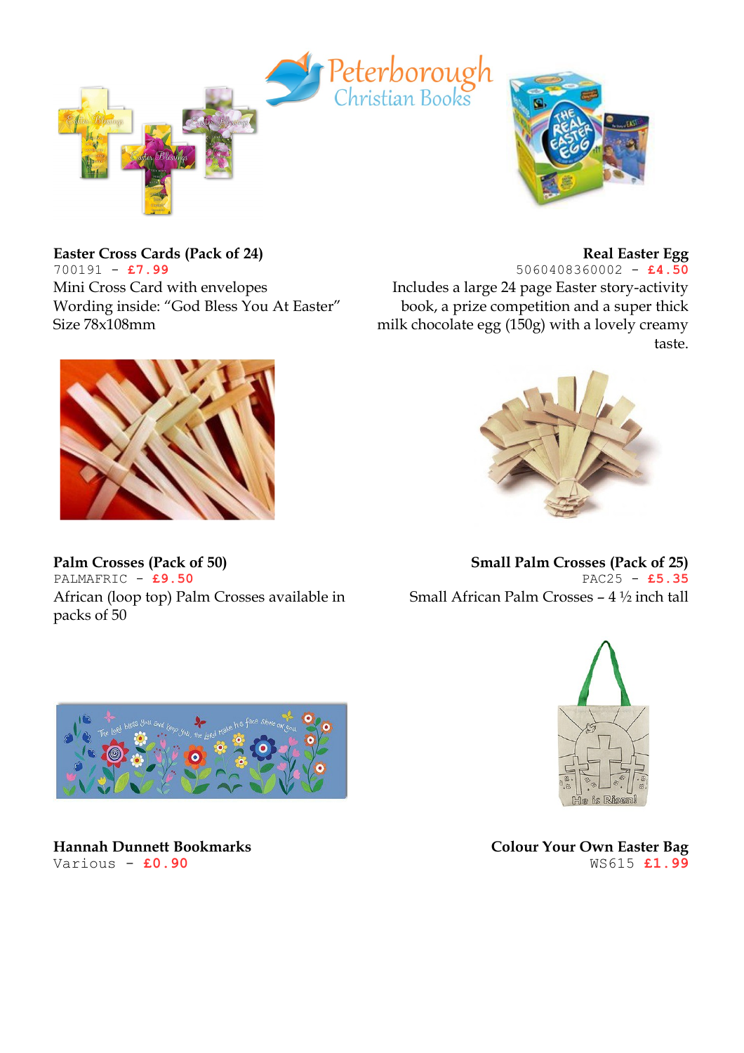Peterborough Christian Books

**Easter Cross Cards (Pack of 24)**
700191 - **£7.99**
Mini Cross Card with envelopes
Wording inside: "God Bless You At Easter"
Size 78x108mm

**Real Easter Egg**
5060408360002 - **£4.50**
Includes a large 24 page Easter story-activity book, a prize competition and a super thick milk chocolate egg (150g) with a lovely creamy taste.

**Palm Crosses (Pack of 50)**
PALMAFRIC - **£9.50**
African (loop top) Palm Crosses available in packs of 50

**Small Palm Crosses (Pack of 25)**
PAC25 - **£5.35**
Small African Palm Crosses – 4 ½ inch tall

**Hannah Dunnett Bookmarks**
Various - **£0.90**

**Colour Your Own Easter Bag**
WS615 **£1.99**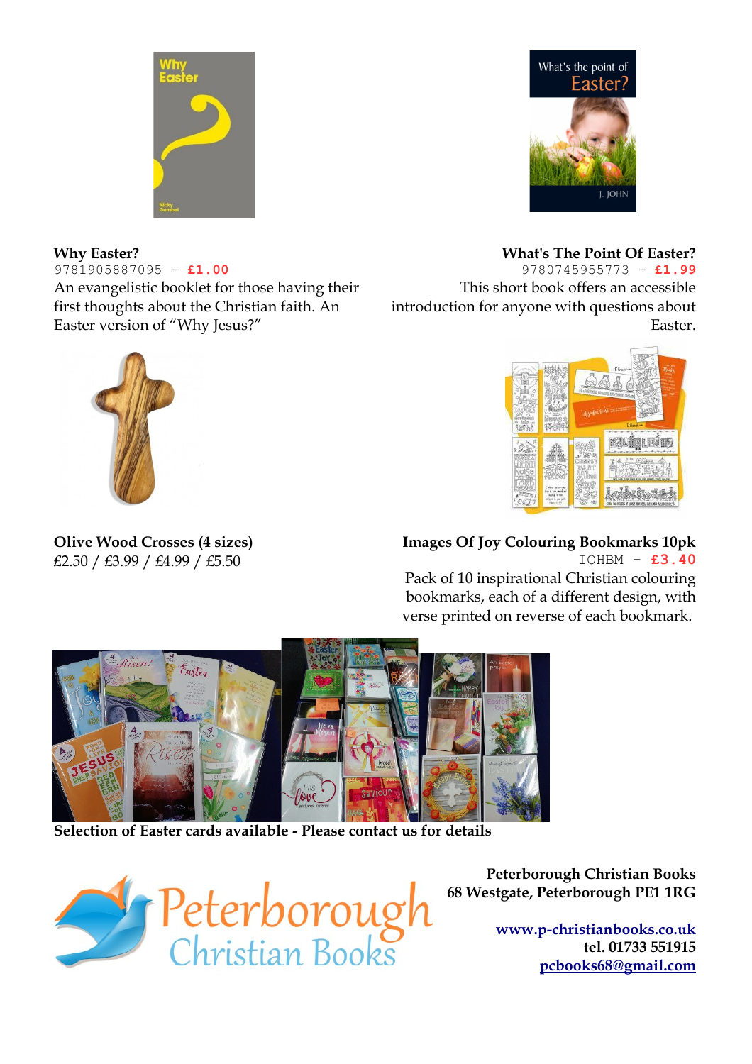**Why Easter?**
9781905887095 - **£1.00**
An evangelistic booklet for those having their first thoughts about the Christian faith. An Easter version of "Why Jesus?"

**What's The Point Of Easter?**
9780745955773 - **£1.99**
This short book offers an accessible introduction for anyone with questions about Easter.

**Olive Wood Crosses (4 sizes)**
£2.50 / £3.99 / £4.99 / £5.50

**Images Of Joy Colouring Bookmarks 10pk**
IOHBM - **£3.40**
Pack of 10 inspirational Christian colouring bookmarks, each of a different design, with verse printed on reverse of each bookmark.

**Selection of Easter cards available - Please contact us for details**

**Peterborough Christian Books**
**68 Westgate, Peterborough PE1 1RG**

**www.p-christianbooks.co.uk**
**tel. 01733 551915**
**pcbooks68@gmail.com**